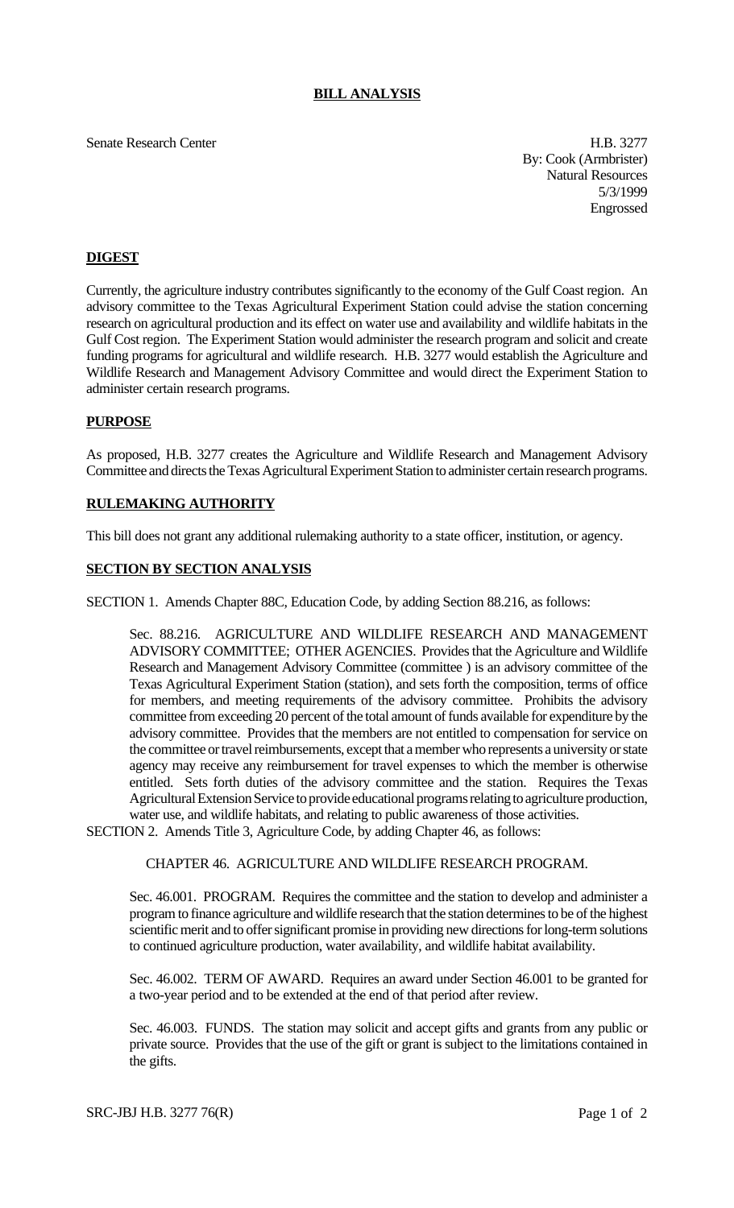# BILL ANALYSIS

Senate Research Center

H.B. 3277
By: Cook (Armbrister)
Natural Resources
5/3/1999
Engrossed

## DIGEST

Currently, the agriculture industry contributes significantly to the economy of the Gulf Coast region. An advisory committee to the Texas Agricultural Experiment Station could advise the station concerning research on agricultural production and its effect on water use and availability and wildlife habitats in the Gulf Cost region. The Experiment Station would administer the research program and solicit and create funding programs for agricultural and wildlife research. H.B. 3277 would establish the Agriculture and Wildlife Research and Management Advisory Committee and would direct the Experiment Station to administer certain research programs.

## PURPOSE

As proposed, H.B. 3277 creates the Agriculture and Wildlife Research and Management Advisory Committee and directs the Texas Agricultural Experiment Station to administer certain research programs.

## RULEMAKING AUTHORITY

This bill does not grant any additional rulemaking authority to a state officer, institution, or agency.

## SECTION BY SECTION ANALYSIS

SECTION 1. Amends Chapter 88C, Education Code, by adding Section 88.216, as follows:

Sec. 88.216. AGRICULTURE AND WILDLIFE RESEARCH AND MANAGEMENT ADVISORY COMMITTEE; OTHER AGENCIES. Provides that the Agriculture and Wildlife Research and Management Advisory Committee (committee ) is an advisory committee of the Texas Agricultural Experiment Station (station), and sets forth the composition, terms of office for members, and meeting requirements of the advisory committee. Prohibits the advisory committee from exceeding 20 percent of the total amount of funds available for expenditure by the advisory committee. Provides that the members are not entitled to compensation for service on the committee or travel reimbursements, except that a member who represents a university or state agency may receive any reimbursement for travel expenses to which the member is otherwise entitled. Sets forth duties of the advisory committee and the station. Requires the Texas Agricultural Extension Service to provide educational programs relating to agriculture production, water use, and wildlife habitats, and relating to public awareness of those activities.

SECTION 2. Amends Title 3, Agriculture Code, by adding Chapter 46, as follows:

CHAPTER 46. AGRICULTURE AND WILDLIFE RESEARCH PROGRAM.

Sec. 46.001. PROGRAM. Requires the committee and the station to develop and administer a program to finance agriculture and wildlife research that the station determines to be of the highest scientific merit and to offer significant promise in providing new directions for long-term solutions to continued agriculture production, water availability, and wildlife habitat availability.

Sec. 46.002. TERM OF AWARD. Requires an award under Section 46.001 to be granted for a two-year period and to be extended at the end of that period after review.

Sec. 46.003. FUNDS. The station may solicit and accept gifts and grants from any public or private source. Provides that the use of the gift or grant is subject to the limitations contained in the gifts.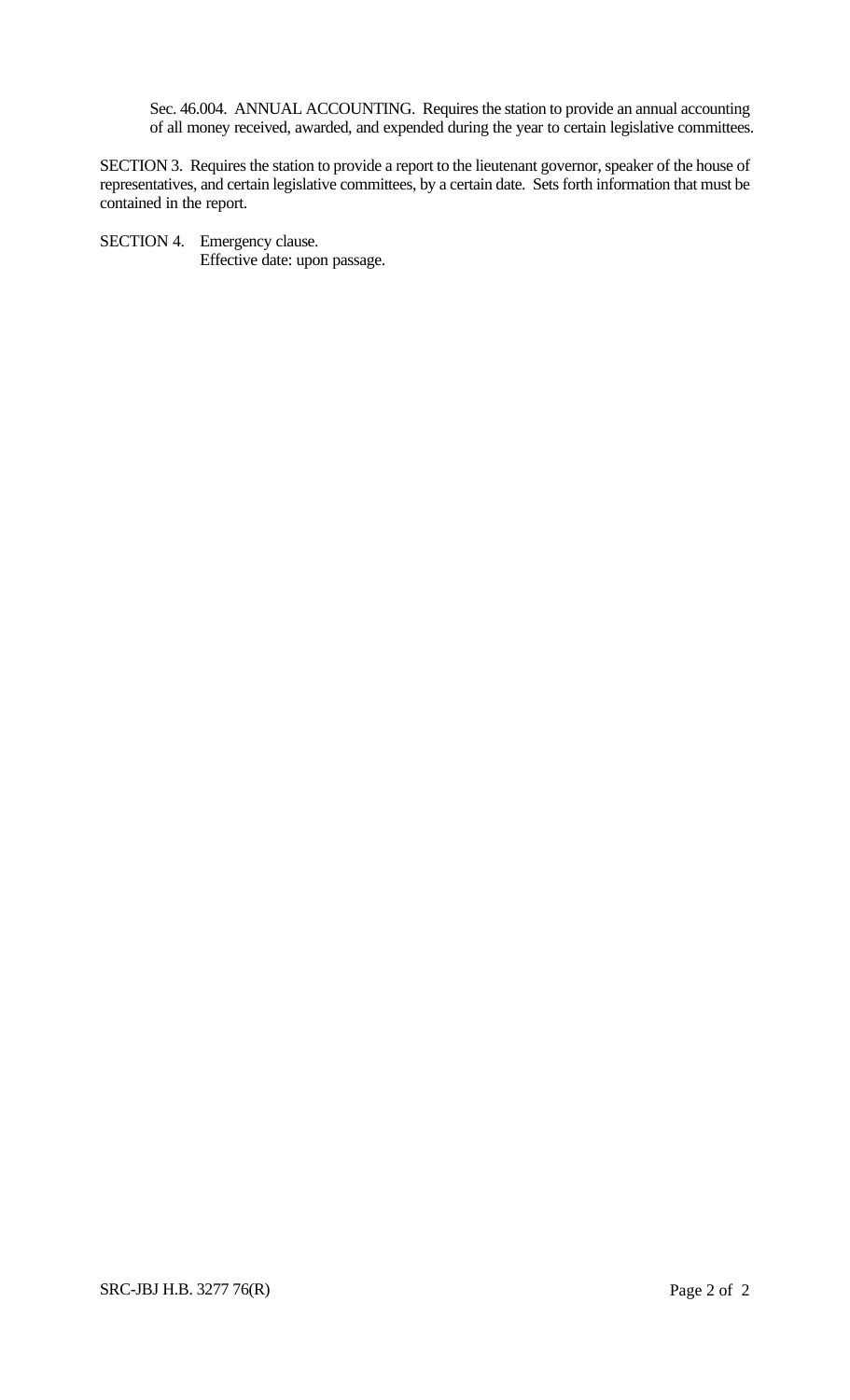Sec. 46.004. ANNUAL ACCOUNTING. Requires the station to provide an annual accounting of all money received, awarded, and expended during the year to certain legislative committees.

SECTION 3. Requires the station to provide a report to the lieutenant governor, speaker of the house of representatives, and certain legislative committees, by a certain date. Sets forth information that must be contained in the report.

SECTION 4. Emergency clause.
Effective date: upon passage.